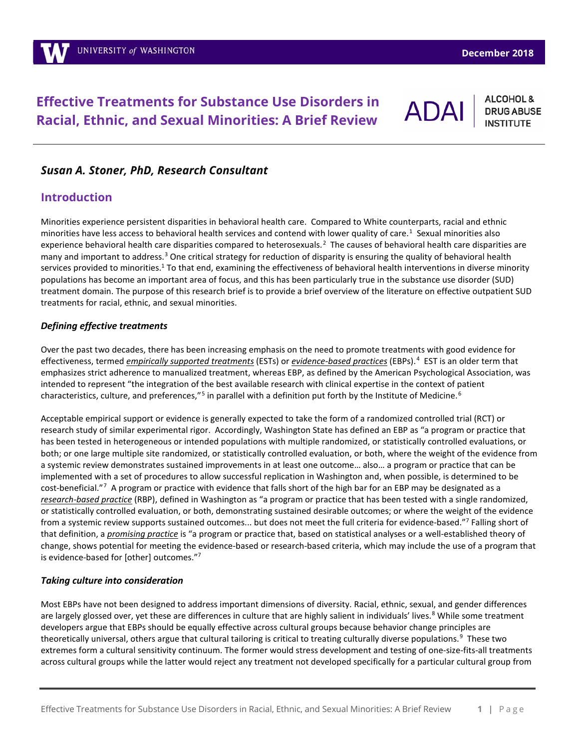# Effective Treatments for Substance Use Disorders in Racial, Ethnic, and Sexual Minorities: A Brief Review

***Susan A. Stoner, PhD, Research Consultant***

## Introduction

Minorities experience persistent disparities in behavioral health care. Compared to White counterparts, racial and ethnic minorities have less access to behavioral health services and contend with lower quality of care.[1] Sexual minorities also experience behavioral health care disparities compared to heterosexuals.[2] The causes of behavioral health care disparities are many and important to address.[3] One critical strategy for reduction of disparity is ensuring the quality of behavioral health services provided to minorities.[1] To that end, examining the effectiveness of behavioral health interventions in diverse minority populations has become an important area of focus, and this has been particularly true in the substance use disorder (SUD) treatment domain. The purpose of this research brief is to provide a brief overview of the literature on effective outpatient SUD treatments for racial, ethnic, and sexual minorities.

### *Defining effective treatments*

Over the past two decades, there has been increasing emphasis on the need to promote treatments with good evidence for effectiveness, termed ***empirically supported treatments*** (ESTs) or ***evidence-based practices*** (EBPs).[4] EST is an older term that emphasizes strict adherence to manualized treatment, whereas EBP, as defined by the American Psychological Association, was intended to represent "the integration of the best available research with clinical expertise in the context of patient characteristics, culture, and preferences,"[5] in parallel with a definition put forth by the Institute of Medicine.[6]

Acceptable empirical support or evidence is generally expected to take the form of a randomized controlled trial (RCT) or research study of similar experimental rigor. Accordingly, Washington State has defined an EBP as "a program or practice that has been tested in heterogeneous or intended populations with multiple randomized, or statistically controlled evaluations, or both; or one large multiple site randomized, or statistically controlled evaluation, or both, where the weight of the evidence from a systemic review demonstrates sustained improvements in at least one outcome… also… a program or practice that can be implemented with a set of procedures to allow successful replication in Washington and, when possible, is determined to be cost-beneficial."[7] A program or practice with evidence that falls short of the high bar for an EBP may be designated as a ***research-based practice*** (RBP), defined in Washington as "a program or practice that has been tested with a single randomized, or statistically controlled evaluation, or both, demonstrating sustained desirable outcomes; or where the weight of the evidence from a systemic review supports sustained outcomes... but does not meet the full criteria for evidence-based."[7] Falling short of that definition, a ***promising practice*** is "a program or practice that, based on statistical analyses or a well-established theory of change, shows potential for meeting the evidence-based or research-based criteria, which may include the use of a program that is evidence-based for [other] outcomes."[7]

### *Taking culture into consideration*

Most EBPs have not been designed to address important dimensions of diversity. Racial, ethnic, sexual, and gender differences are largely glossed over, yet these are differences in culture that are highly salient in individuals' lives.[8] While some treatment developers argue that EBPs should be equally effective across cultural groups because behavior change principles are theoretically universal, others argue that cultural tailoring is critical to treating culturally diverse populations.[9] These two extremes form a cultural sensitivity continuum. The former would stress development and testing of one-size-fits-all treatments across cultural groups while the latter would reject any treatment not developed specifically for a particular cultural group from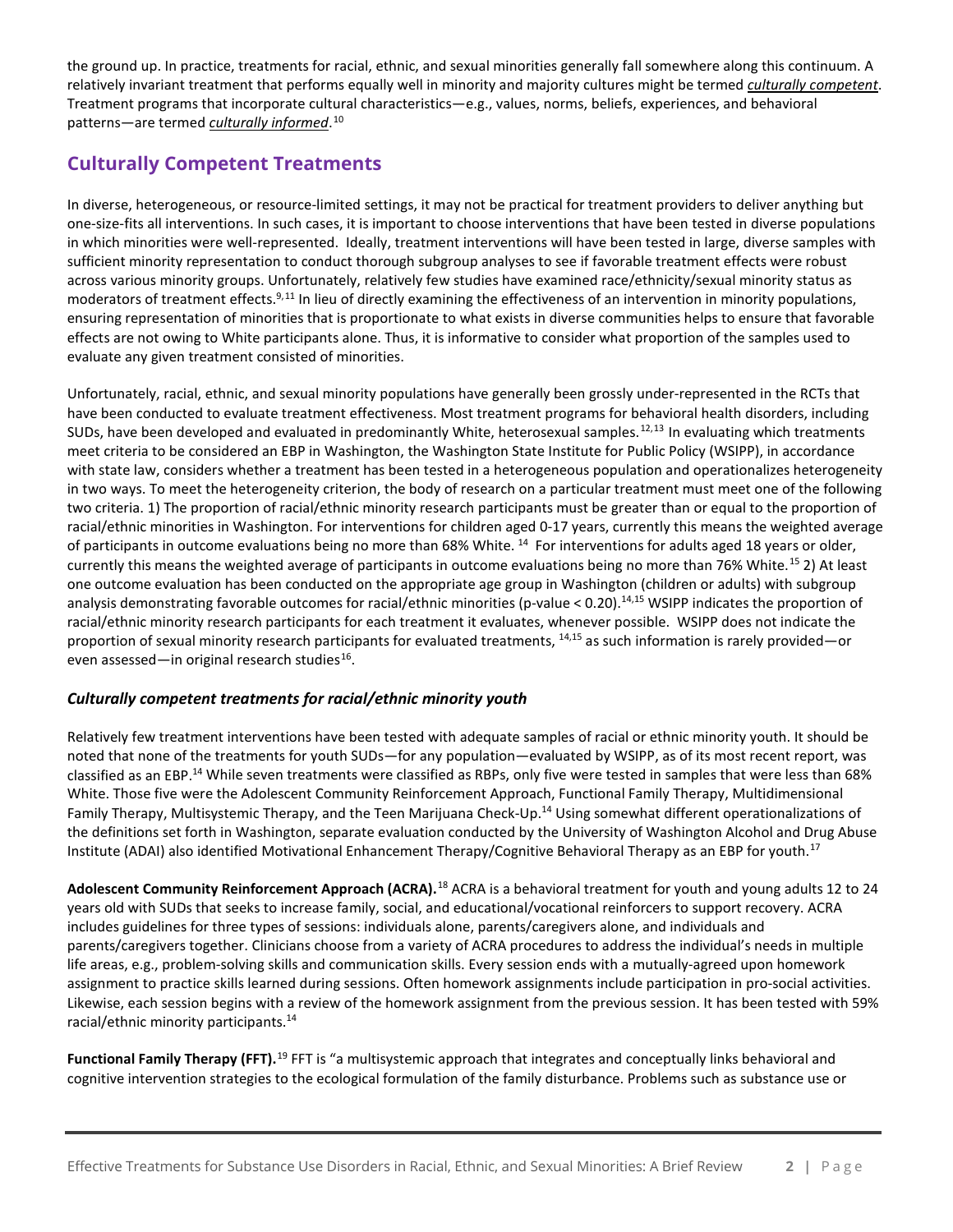the ground up. In practice, treatments for racial, ethnic, and sexual minorities generally fall somewhere along this continuum. A relatively invariant treatment that performs equally well in minority and majority cultures might be termed ***culturally competent***. Treatment programs that incorporate cultural characteristics—e.g., values, norms, beliefs, experiences, and behavioral patterns—are termed ***culturally informed***.[10]

## Culturally Competent Treatments

In diverse, heterogeneous, or resource-limited settings, it may not be practical for treatment providers to deliver anything but one-size-fits all interventions. In such cases, it is important to choose interventions that have been tested in diverse populations in which minorities were well-represented. Ideally, treatment interventions will have been tested in large, diverse samples with sufficient minority representation to conduct thorough subgroup analyses to see if favorable treatment effects were robust across various minority groups. Unfortunately, relatively few studies have examined race/ethnicity/sexual minority status as moderators of treatment effects.[9,11] In lieu of directly examining the effectiveness of an intervention in minority populations, ensuring representation of minorities that is proportionate to what exists in diverse communities helps to ensure that favorable effects are not owing to White participants alone. Thus, it is informative to consider what proportion of the samples used to evaluate any given treatment consisted of minorities.

Unfortunately, racial, ethnic, and sexual minority populations have generally been grossly under-represented in the RCTs that have been conducted to evaluate treatment effectiveness. Most treatment programs for behavioral health disorders, including SUDs, have been developed and evaluated in predominantly White, heterosexual samples.[12,13] In evaluating which treatments meet criteria to be considered an EBP in Washington, the Washington State Institute for Public Policy (WSIPP), in accordance with state law, considers whether a treatment has been tested in a heterogeneous population and operationalizes heterogeneity in two ways. To meet the heterogeneity criterion, the body of research on a particular treatment must meet one of the following two criteria. 1) The proportion of racial/ethnic minority research participants must be greater than or equal to the proportion of racial/ethnic minorities in Washington. For interventions for children aged 0-17 years, currently this means the weighted average of participants in outcome evaluations being no more than 68% White. [14] For interventions for adults aged 18 years or older, currently this means the weighted average of participants in outcome evaluations being no more than 76% White.[15] 2) At least one outcome evaluation has been conducted on the appropriate age group in Washington (children or adults) with subgroup analysis demonstrating favorable outcomes for racial/ethnic minorities (p-value < 0.20).[14,15] WSIPP indicates the proportion of racial/ethnic minority research participants for each treatment it evaluates, whenever possible. WSIPP does not indicate the proportion of sexual minority research participants for evaluated treatments, [14,15] as such information is rarely provided—or even assessed—in original research studies[16].

### *Culturally competent treatments for racial/ethnic minority youth*

Relatively few treatment interventions have been tested with adequate samples of racial or ethnic minority youth. It should be noted that none of the treatments for youth SUDs—for any population—evaluated by WSIPP, as of its most recent report, was classified as an EBP.[14] While seven treatments were classified as RBPs, only five were tested in samples that were less than 68% White. Those five were the Adolescent Community Reinforcement Approach, Functional Family Therapy, Multidimensional Family Therapy, Multisystemic Therapy, and the Teen Marijuana Check-Up.[14] Using somewhat different operationalizations of the definitions set forth in Washington, separate evaluation conducted by the University of Washington Alcohol and Drug Abuse Institute (ADAI) also identified Motivational Enhancement Therapy/Cognitive Behavioral Therapy as an EBP for youth.[17]

**Adolescent Community Reinforcement Approach (ACRA).**[18] ACRA is a behavioral treatment for youth and young adults 12 to 24 years old with SUDs that seeks to increase family, social, and educational/vocational reinforcers to support recovery. ACRA includes guidelines for three types of sessions: individuals alone, parents/caregivers alone, and individuals and parents/caregivers together. Clinicians choose from a variety of ACRA procedures to address the individual's needs in multiple life areas, e.g., problem-solving skills and communication skills. Every session ends with a mutually-agreed upon homework assignment to practice skills learned during sessions. Often homework assignments include participation in pro-social activities. Likewise, each session begins with a review of the homework assignment from the previous session. It has been tested with 59% racial/ethnic minority participants.[14]

**Functional Family Therapy (FFT).**[19] FFT is "a multisystemic approach that integrates and conceptually links behavioral and cognitive intervention strategies to the ecological formulation of the family disturbance. Problems such as substance use or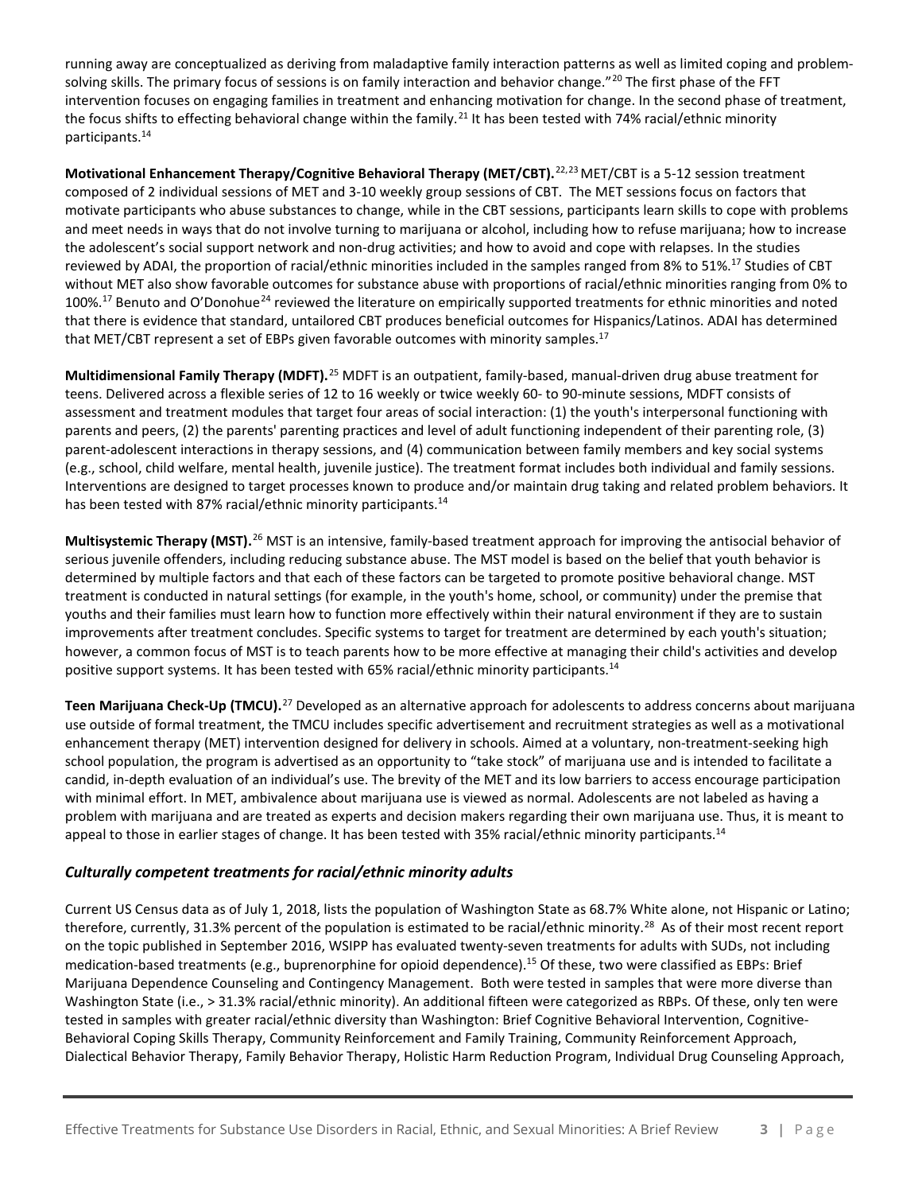running away are conceptualized as deriving from maladaptive family interaction patterns as well as limited coping and problem-solving skills. The primary focus of sessions is on family interaction and behavior change."[20] The first phase of the FFT intervention focuses on engaging families in treatment and enhancing motivation for change. In the second phase of treatment, the focus shifts to effecting behavioral change within the family.[21] It has been tested with 74% racial/ethnic minority participants.[14]

**Motivational Enhancement Therapy/Cognitive Behavioral Therapy (MET/CBT).**[22,23] MET/CBT is a 5-12 session treatment composed of 2 individual sessions of MET and 3-10 weekly group sessions of CBT. The MET sessions focus on factors that motivate participants who abuse substances to change, while in the CBT sessions, participants learn skills to cope with problems and meet needs in ways that do not involve turning to marijuana or alcohol, including how to refuse marijuana; how to increase the adolescent's social support network and non-drug activities; and how to avoid and cope with relapses. In the studies reviewed by ADAI, the proportion of racial/ethnic minorities included in the samples ranged from 8% to 51%.[17] Studies of CBT without MET also show favorable outcomes for substance abuse with proportions of racial/ethnic minorities ranging from 0% to 100%.[17] Benuto and O'Donohue[24] reviewed the literature on empirically supported treatments for ethnic minorities and noted that there is evidence that standard, untailored CBT produces beneficial outcomes for Hispanics/Latinos. ADAI has determined that MET/CBT represent a set of EBPs given favorable outcomes with minority samples.[17]

**Multidimensional Family Therapy (MDFT).**[25] MDFT is an outpatient, family-based, manual-driven drug abuse treatment for teens. Delivered across a flexible series of 12 to 16 weekly or twice weekly 60- to 90-minute sessions, MDFT consists of assessment and treatment modules that target four areas of social interaction: (1) the youth's interpersonal functioning with parents and peers, (2) the parents' parenting practices and level of adult functioning independent of their parenting role, (3) parent-adolescent interactions in therapy sessions, and (4) communication between family members and key social systems (e.g., school, child welfare, mental health, juvenile justice). The treatment format includes both individual and family sessions. Interventions are designed to target processes known to produce and/or maintain drug taking and related problem behaviors. It has been tested with 87% racial/ethnic minority participants.[14]

**Multisystemic Therapy (MST).**[26] MST is an intensive, family-based treatment approach for improving the antisocial behavior of serious juvenile offenders, including reducing substance abuse. The MST model is based on the belief that youth behavior is determined by multiple factors and that each of these factors can be targeted to promote positive behavioral change. MST treatment is conducted in natural settings (for example, in the youth's home, school, or community) under the premise that youths and their families must learn how to function more effectively within their natural environment if they are to sustain improvements after treatment concludes. Specific systems to target for treatment are determined by each youth's situation; however, a common focus of MST is to teach parents how to be more effective at managing their child's activities and develop positive support systems. It has been tested with 65% racial/ethnic minority participants.[14]

**Teen Marijuana Check-Up (TMCU).**[27] Developed as an alternative approach for adolescents to address concerns about marijuana use outside of formal treatment, the TMCU includes specific advertisement and recruitment strategies as well as a motivational enhancement therapy (MET) intervention designed for delivery in schools. Aimed at a voluntary, non-treatment-seeking high school population, the program is advertised as an opportunity to "take stock" of marijuana use and is intended to facilitate a candid, in-depth evaluation of an individual's use. The brevity of the MET and its low barriers to access encourage participation with minimal effort. In MET, ambivalence about marijuana use is viewed as normal. Adolescents are not labeled as having a problem with marijuana and are treated as experts and decision makers regarding their own marijuana use. Thus, it is meant to appeal to those in earlier stages of change. It has been tested with 35% racial/ethnic minority participants.[14]

### *Culturally competent treatments for racial/ethnic minority adults*

Current US Census data as of July 1, 2018, lists the population of Washington State as 68.7% White alone, not Hispanic or Latino; therefore, currently, 31.3% percent of the population is estimated to be racial/ethnic minority.[28] As of their most recent report on the topic published in September 2016, WSIPP has evaluated twenty-seven treatments for adults with SUDs, not including medication-based treatments (e.g., buprenorphine for opioid dependence).[15] Of these, two were classified as EBPs: Brief Marijuana Dependence Counseling and Contingency Management. Both were tested in samples that were more diverse than Washington State (i.e., > 31.3% racial/ethnic minority). An additional fifteen were categorized as RBPs. Of these, only ten were tested in samples with greater racial/ethnic diversity than Washington: Brief Cognitive Behavioral Intervention, Cognitive-Behavioral Coping Skills Therapy, Community Reinforcement and Family Training, Community Reinforcement Approach, Dialectical Behavior Therapy, Family Behavior Therapy, Holistic Harm Reduction Program, Individual Drug Counseling Approach,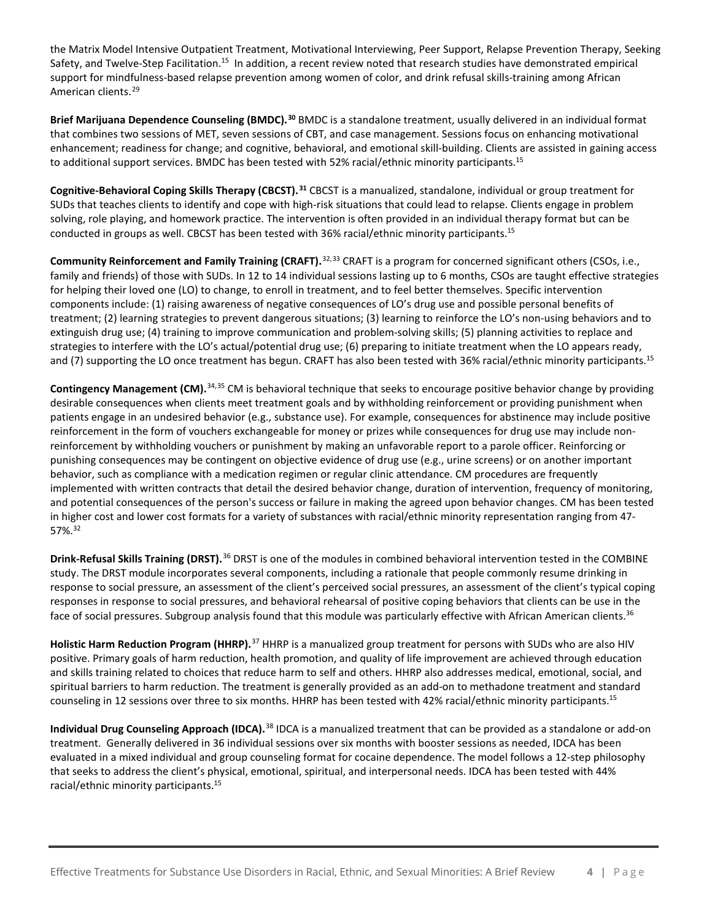the Matrix Model Intensive Outpatient Treatment, Motivational Interviewing, Peer Support, Relapse Prevention Therapy, Seeking Safety, and Twelve-Step Facilitation.[15] In addition, a recent review noted that research studies have demonstrated empirical support for mindfulness-based relapse prevention among women of color, and drink refusal skills-training among African American clients.[29]

**Brief Marijuana Dependence Counseling (BMDC).[30]** BMDC is a standalone treatment, usually delivered in an individual format that combines two sessions of MET, seven sessions of CBT, and case management. Sessions focus on enhancing motivational enhancement; readiness for change; and cognitive, behavioral, and emotional skill-building. Clients are assisted in gaining access to additional support services. BMDC has been tested with 52% racial/ethnic minority participants.[15]

**Cognitive-Behavioral Coping Skills Therapy (CBCST).[31]** CBCST is a manualized, standalone, individual or group treatment for SUDs that teaches clients to identify and cope with high-risk situations that could lead to relapse. Clients engage in problem solving, role playing, and homework practice. The intervention is often provided in an individual therapy format but can be conducted in groups as well. CBCST has been tested with 36% racial/ethnic minority participants.[15]

**Community Reinforcement and Family Training (CRAFT).**[32,33] CRAFT is a program for concerned significant others (CSOs, i.e., family and friends) of those with SUDs. In 12 to 14 individual sessions lasting up to 6 months, CSOs are taught effective strategies for helping their loved one (LO) to change, to enroll in treatment, and to feel better themselves. Specific intervention components include: (1) raising awareness of negative consequences of LO's drug use and possible personal benefits of treatment; (2) learning strategies to prevent dangerous situations; (3) learning to reinforce the LO's non-using behaviors and to extinguish drug use; (4) training to improve communication and problem-solving skills; (5) planning activities to replace and strategies to interfere with the LO's actual/potential drug use; (6) preparing to initiate treatment when the LO appears ready, and (7) supporting the LO once treatment has begun. CRAFT has also been tested with 36% racial/ethnic minority participants.[15]

**Contingency Management (CM).**[34,35] CM is behavioral technique that seeks to encourage positive behavior change by providing desirable consequences when clients meet treatment goals and by withholding reinforcement or providing punishment when patients engage in an undesired behavior (e.g., substance use). For example, consequences for abstinence may include positive reinforcement in the form of vouchers exchangeable for money or prizes while consequences for drug use may include non-reinforcement by withholding vouchers or punishment by making an unfavorable report to a parole officer. Reinforcing or punishing consequences may be contingent on objective evidence of drug use (e.g., urine screens) or on another important behavior, such as compliance with a medication regimen or regular clinic attendance. CM procedures are frequently implemented with written contracts that detail the desired behavior change, duration of intervention, frequency of monitoring, and potential consequences of the person's success or failure in making the agreed upon behavior changes. CM has been tested in higher cost and lower cost formats for a variety of substances with racial/ethnic minority representation ranging from 47-57%.[32]

**Drink-Refusal Skills Training (DRST).**[36] DRST is one of the modules in combined behavioral intervention tested in the COMBINE study. The DRST module incorporates several components, including a rationale that people commonly resume drinking in response to social pressure, an assessment of the client's perceived social pressures, an assessment of the client's typical coping responses in response to social pressures, and behavioral rehearsal of positive coping behaviors that clients can be use in the face of social pressures. Subgroup analysis found that this module was particularly effective with African American clients.[36]

**Holistic Harm Reduction Program (HHRP).**[37] HHRP is a manualized group treatment for persons with SUDs who are also HIV positive. Primary goals of harm reduction, health promotion, and quality of life improvement are achieved through education and skills training related to choices that reduce harm to self and others. HHRP also addresses medical, emotional, social, and spiritual barriers to harm reduction. The treatment is generally provided as an add-on to methadone treatment and standard counseling in 12 sessions over three to six months. HHRP has been tested with 42% racial/ethnic minority participants.[15]

**Individual Drug Counseling Approach (IDCA).**[38] IDCA is a manualized treatment that can be provided as a standalone or add-on treatment. Generally delivered in 36 individual sessions over six months with booster sessions as needed, IDCA has been evaluated in a mixed individual and group counseling format for cocaine dependence. The model follows a 12-step philosophy that seeks to address the client's physical, emotional, spiritual, and interpersonal needs. IDCA has been tested with 44% racial/ethnic minority participants.[15]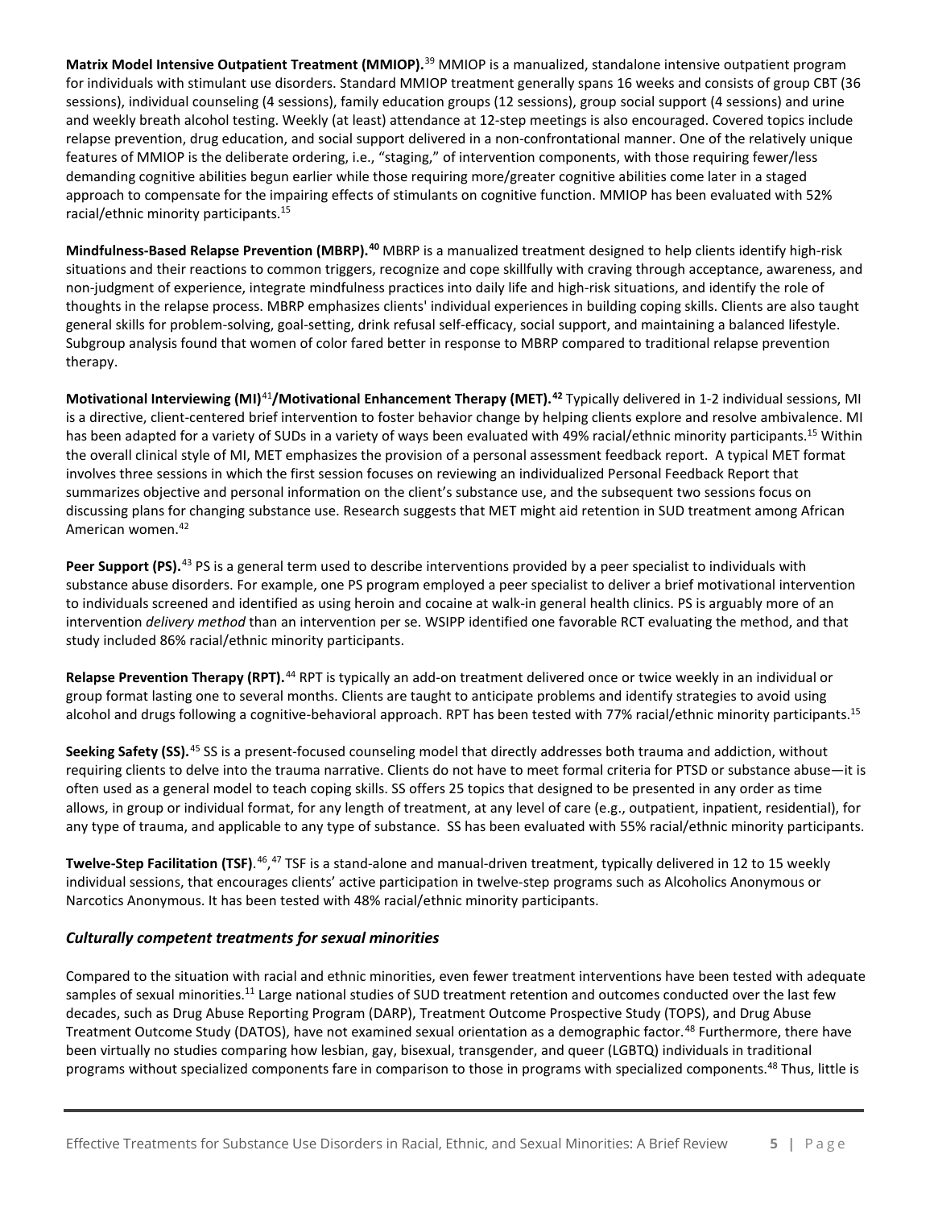**Matrix Model Intensive Outpatient Treatment (MMIOP).**[39] MMIOP is a manualized, standalone intensive outpatient program for individuals with stimulant use disorders. Standard MMIOP treatment generally spans 16 weeks and consists of group CBT (36 sessions), individual counseling (4 sessions), family education groups (12 sessions), group social support (4 sessions) and urine and weekly breath alcohol testing. Weekly (at least) attendance at 12-step meetings is also encouraged. Covered topics include relapse prevention, drug education, and social support delivered in a non-confrontational manner. One of the relatively unique features of MMIOP is the deliberate ordering, i.e., "staging," of intervention components, with those requiring fewer/less demanding cognitive abilities begun earlier while those requiring more/greater cognitive abilities come later in a staged approach to compensate for the impairing effects of stimulants on cognitive function. MMIOP has been evaluated with 52% racial/ethnic minority participants.[15]

**Mindfulness-Based Relapse Prevention (MBRP).[40]** MBRP is a manualized treatment designed to help clients identify high-risk situations and their reactions to common triggers, recognize and cope skillfully with craving through acceptance, awareness, and non-judgment of experience, integrate mindfulness practices into daily life and high-risk situations, and identify the role of thoughts in the relapse process. MBRP emphasizes clients' individual experiences in building coping skills. Clients are also taught general skills for problem-solving, goal-setting, drink refusal self-efficacy, social support, and maintaining a balanced lifestyle. Subgroup analysis found that women of color fared better in response to MBRP compared to traditional relapse prevention therapy.

**Motivational Interviewing (MI)[41]/Motivational Enhancement Therapy (MET).[42]** Typically delivered in 1-2 individual sessions, MI is a directive, client-centered brief intervention to foster behavior change by helping clients explore and resolve ambivalence. MI has been adapted for a variety of SUDs in a variety of ways been evaluated with 49% racial/ethnic minority participants.[15] Within the overall clinical style of MI, MET emphasizes the provision of a personal assessment feedback report. A typical MET format involves three sessions in which the first session focuses on reviewing an individualized Personal Feedback Report that summarizes objective and personal information on the client's substance use, and the subsequent two sessions focus on discussing plans for changing substance use. Research suggests that MET might aid retention in SUD treatment among African American women.[42]

**Peer Support (PS).**[43] PS is a general term used to describe interventions provided by a peer specialist to individuals with substance abuse disorders. For example, one PS program employed a peer specialist to deliver a brief motivational intervention to individuals screened and identified as using heroin and cocaine at walk-in general health clinics. PS is arguably more of an intervention *delivery method* than an intervention per se. WSIPP identified one favorable RCT evaluating the method, and that study included 86% racial/ethnic minority participants.

**Relapse Prevention Therapy (RPT).**[44] RPT is typically an add-on treatment delivered once or twice weekly in an individual or group format lasting one to several months. Clients are taught to anticipate problems and identify strategies to avoid using alcohol and drugs following a cognitive-behavioral approach. RPT has been tested with 77% racial/ethnic minority participants.[15]

**Seeking Safety (SS).**[45] SS is a present-focused counseling model that directly addresses both trauma and addiction, without requiring clients to delve into the trauma narrative. Clients do not have to meet formal criteria for PTSD or substance abuse—it is often used as a general model to teach coping skills. SS offers 25 topics that designed to be presented in any order as time allows, in group or individual format, for any length of treatment, at any level of care (e.g., outpatient, inpatient, residential), for any type of trauma, and applicable to any type of substance. SS has been evaluated with 55% racial/ethnic minority participants.

**Twelve-Step Facilitation (TSF)**.[46],[47] TSF is a stand-alone and manual-driven treatment, typically delivered in 12 to 15 weekly individual sessions, that encourages clients' active participation in twelve-step programs such as Alcoholics Anonymous or Narcotics Anonymous. It has been tested with 48% racial/ethnic minority participants.

### *Culturally competent treatments for sexual minorities*

Compared to the situation with racial and ethnic minorities, even fewer treatment interventions have been tested with adequate samples of sexual minorities.[11] Large national studies of SUD treatment retention and outcomes conducted over the last few decades, such as Drug Abuse Reporting Program (DARP), Treatment Outcome Prospective Study (TOPS), and Drug Abuse Treatment Outcome Study (DATOS), have not examined sexual orientation as a demographic factor.[48] Furthermore, there have been virtually no studies comparing how lesbian, gay, bisexual, transgender, and queer (LGBTQ) individuals in traditional programs without specialized components fare in comparison to those in programs with specialized components.[48] Thus, little is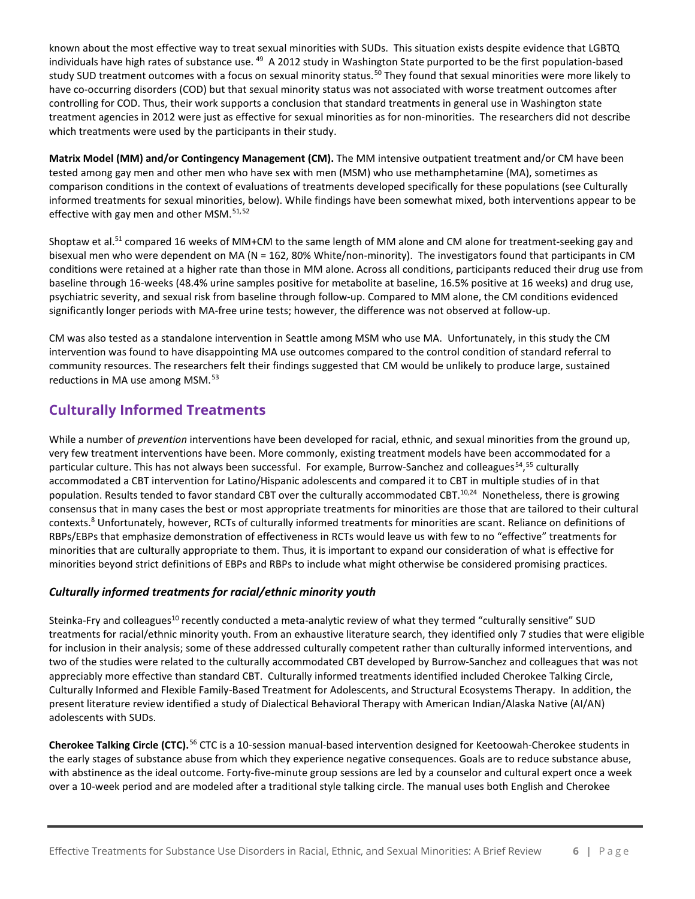known about the most effective way to treat sexual minorities with SUDs. This situation exists despite evidence that LGBTQ individuals have high rates of substance use. [49] A 2012 study in Washington State purported to be the first population-based study SUD treatment outcomes with a focus on sexual minority status.[50] They found that sexual minorities were more likely to have co-occurring disorders (COD) but that sexual minority status was not associated with worse treatment outcomes after controlling for COD. Thus, their work supports a conclusion that standard treatments in general use in Washington state treatment agencies in 2012 were just as effective for sexual minorities as for non-minorities. The researchers did not describe which treatments were used by the participants in their study.

**Matrix Model (MM) and/or Contingency Management (CM).** The MM intensive outpatient treatment and/or CM have been tested among gay men and other men who have sex with men (MSM) who use methamphetamine (MA), sometimes as comparison conditions in the context of evaluations of treatments developed specifically for these populations (see Culturally informed treatments for sexual minorities, below). While findings have been somewhat mixed, both interventions appear to be effective with gay men and other MSM.[51,52]

Shoptaw et al.[51] compared 16 weeks of MM+CM to the same length of MM alone and CM alone for treatment-seeking gay and bisexual men who were dependent on MA (N = 162, 80% White/non-minority). The investigators found that participants in CM conditions were retained at a higher rate than those in MM alone. Across all conditions, participants reduced their drug use from baseline through 16-weeks (48.4% urine samples positive for metabolite at baseline, 16.5% positive at 16 weeks) and drug use, psychiatric severity, and sexual risk from baseline through follow-up. Compared to MM alone, the CM conditions evidenced significantly longer periods with MA-free urine tests; however, the difference was not observed at follow-up.

CM was also tested as a standalone intervention in Seattle among MSM who use MA. Unfortunately, in this study the CM intervention was found to have disappointing MA use outcomes compared to the control condition of standard referral to community resources. The researchers felt their findings suggested that CM would be unlikely to produce large, sustained reductions in MA use among MSM.[53]

## Culturally Informed Treatments

While a number of *prevention* interventions have been developed for racial, ethnic, and sexual minorities from the ground up, very few treatment interventions have been. More commonly, existing treatment models have been accommodated for a particular culture. This has not always been successful. For example, Burrow-Sanchez and colleagues[54,55] culturally accommodated a CBT intervention for Latino/Hispanic adolescents and compared it to CBT in multiple studies of in that population. Results tended to favor standard CBT over the culturally accommodated CBT.[10,24] Nonetheless, there is growing consensus that in many cases the best or most appropriate treatments for minorities are those that are tailored to their cultural contexts.[8] Unfortunately, however, RCTs of culturally informed treatments for minorities are scant. Reliance on definitions of RBPs/EBPs that emphasize demonstration of effectiveness in RCTs would leave us with few to no "effective" treatments for minorities that are culturally appropriate to them. Thus, it is important to expand our consideration of what is effective for minorities beyond strict definitions of EBPs and RBPs to include what might otherwise be considered promising practices.

### *Culturally informed treatments for racial/ethnic minority youth*

Steinka-Fry and colleagues[10] recently conducted a meta-analytic review of what they termed "culturally sensitive" SUD treatments for racial/ethnic minority youth. From an exhaustive literature search, they identified only 7 studies that were eligible for inclusion in their analysis; some of these addressed culturally competent rather than culturally informed interventions, and two of the studies were related to the culturally accommodated CBT developed by Burrow-Sanchez and colleagues that was not appreciably more effective than standard CBT. Culturally informed treatments identified included Cherokee Talking Circle, Culturally Informed and Flexible Family-Based Treatment for Adolescents, and Structural Ecosystems Therapy. In addition, the present literature review identified a study of Dialectical Behavioral Therapy with American Indian/Alaska Native (AI/AN) adolescents with SUDs.

**Cherokee Talking Circle (CTC).**[56] CTC is a 10-session manual-based intervention designed for Keetoowah-Cherokee students in the early stages of substance abuse from which they experience negative consequences. Goals are to reduce substance abuse, with abstinence as the ideal outcome. Forty-five-minute group sessions are led by a counselor and cultural expert once a week over a 10-week period and are modeled after a traditional style talking circle. The manual uses both English and Cherokee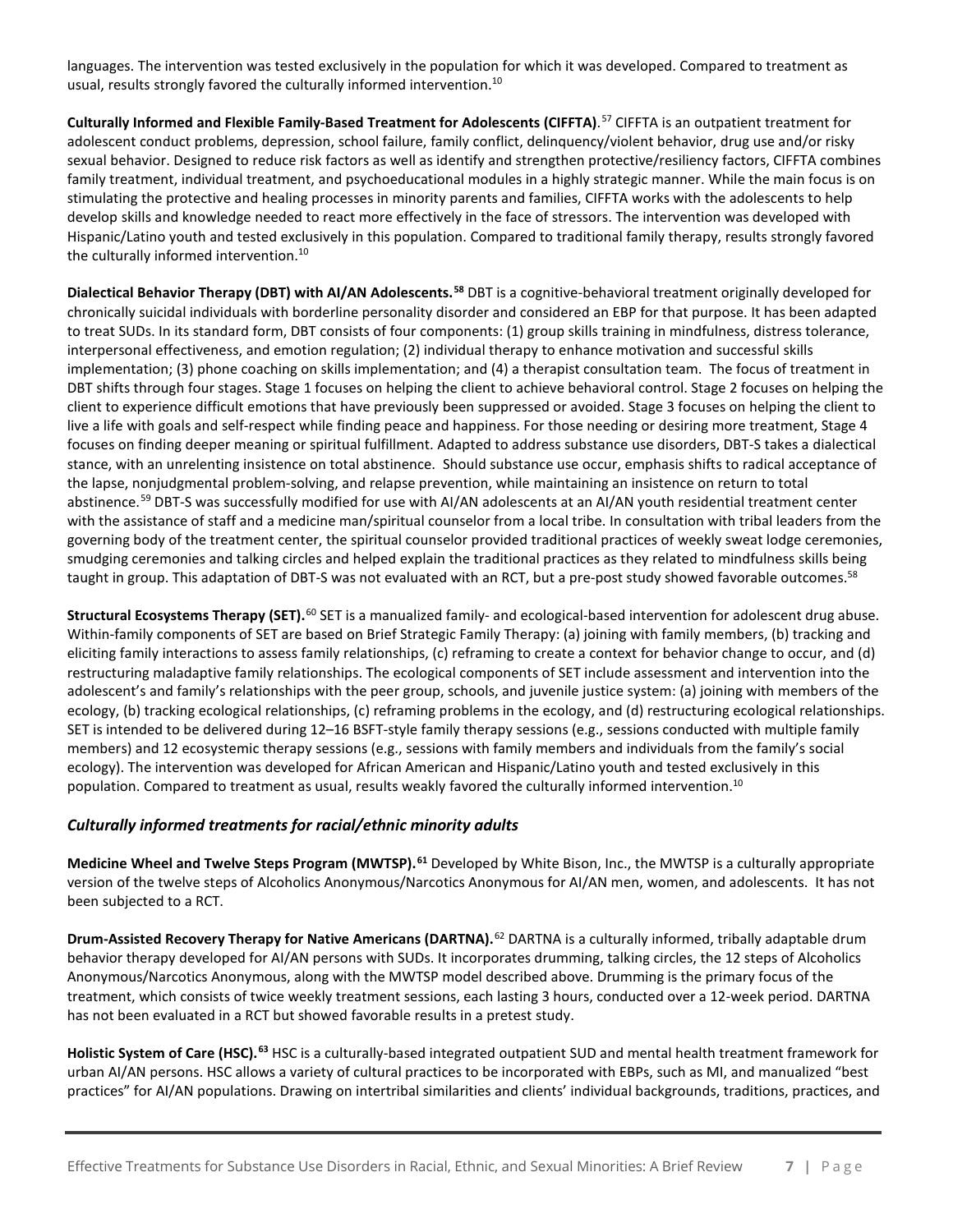languages. The intervention was tested exclusively in the population for which it was developed. Compared to treatment as usual, results strongly favored the culturally informed intervention.[10]

**Culturally Informed and Flexible Family-Based Treatment for Adolescents (CIFFTA)**.[57] CIFFTA is an outpatient treatment for adolescent conduct problems, depression, school failure, family conflict, delinquency/violent behavior, drug use and/or risky sexual behavior. Designed to reduce risk factors as well as identify and strengthen protective/resiliency factors, CIFFTA combines family treatment, individual treatment, and psychoeducational modules in a highly strategic manner. While the main focus is on stimulating the protective and healing processes in minority parents and families, CIFFTA works with the adolescents to help develop skills and knowledge needed to react more effectively in the face of stressors. The intervention was developed with Hispanic/Latino youth and tested exclusively in this population. Compared to traditional family therapy, results strongly favored the culturally informed intervention.[10]

**Dialectical Behavior Therapy (DBT) with AI/AN Adolescents.[58]** DBT is a cognitive-behavioral treatment originally developed for chronically suicidal individuals with borderline personality disorder and considered an EBP for that purpose. It has been adapted to treat SUDs. In its standard form, DBT consists of four components: (1) group skills training in mindfulness, distress tolerance, interpersonal effectiveness, and emotion regulation; (2) individual therapy to enhance motivation and successful skills implementation; (3) phone coaching on skills implementation; and (4) a therapist consultation team. The focus of treatment in DBT shifts through four stages. Stage 1 focuses on helping the client to achieve behavioral control. Stage 2 focuses on helping the client to experience difficult emotions that have previously been suppressed or avoided. Stage 3 focuses on helping the client to live a life with goals and self-respect while finding peace and happiness. For those needing or desiring more treatment, Stage 4 focuses on finding deeper meaning or spiritual fulfillment. Adapted to address substance use disorders, DBT-S takes a dialectical stance, with an unrelenting insistence on total abstinence. Should substance use occur, emphasis shifts to radical acceptance of the lapse, nonjudgmental problem-solving, and relapse prevention, while maintaining an insistence on return to total abstinence.[59] DBT-S was successfully modified for use with AI/AN adolescents at an AI/AN youth residential treatment center with the assistance of staff and a medicine man/spiritual counselor from a local tribe. In consultation with tribal leaders from the governing body of the treatment center, the spiritual counselor provided traditional practices of weekly sweat lodge ceremonies, smudging ceremonies and talking circles and helped explain the traditional practices as they related to mindfulness skills being taught in group. This adaptation of DBT-S was not evaluated with an RCT, but a pre-post study showed favorable outcomes.[58]

**Structural Ecosystems Therapy (SET).**[60] SET is a manualized family- and ecological-based intervention for adolescent drug abuse. Within-family components of SET are based on Brief Strategic Family Therapy: (a) joining with family members, (b) tracking and eliciting family interactions to assess family relationships, (c) reframing to create a context for behavior change to occur, and (d) restructuring maladaptive family relationships. The ecological components of SET include assessment and intervention into the adolescent's and family's relationships with the peer group, schools, and juvenile justice system: (a) joining with members of the ecology, (b) tracking ecological relationships, (c) reframing problems in the ecology, and (d) restructuring ecological relationships. SET is intended to be delivered during 12–16 BSFT-style family therapy sessions (e.g., sessions conducted with multiple family members) and 12 ecosystemic therapy sessions (e.g., sessions with family members and individuals from the family's social ecology). The intervention was developed for African American and Hispanic/Latino youth and tested exclusively in this population. Compared to treatment as usual, results weakly favored the culturally informed intervention.[10]

### *Culturally informed treatments for racial/ethnic minority adults*

**Medicine Wheel and Twelve Steps Program (MWTSP).[61]** Developed by White Bison, Inc., the MWTSP is a culturally appropriate version of the twelve steps of Alcoholics Anonymous/Narcotics Anonymous for AI/AN men, women, and adolescents. It has not been subjected to a RCT.

**Drum-Assisted Recovery Therapy for Native Americans (DARTNA).**[62] DARTNA is a culturally informed, tribally adaptable drum behavior therapy developed for AI/AN persons with SUDs. It incorporates drumming, talking circles, the 12 steps of Alcoholics Anonymous/Narcotics Anonymous, along with the MWTSP model described above. Drumming is the primary focus of the treatment, which consists of twice weekly treatment sessions, each lasting 3 hours, conducted over a 12-week period. DARTNA has not been evaluated in a RCT but showed favorable results in a pretest study.

**Holistic System of Care (HSC).[63]** HSC is a culturally-based integrated outpatient SUD and mental health treatment framework for urban AI/AN persons. HSC allows a variety of cultural practices to be incorporated with EBPs, such as MI, and manualized "best practices" for AI/AN populations. Drawing on intertribal similarities and clients' individual backgrounds, traditions, practices, and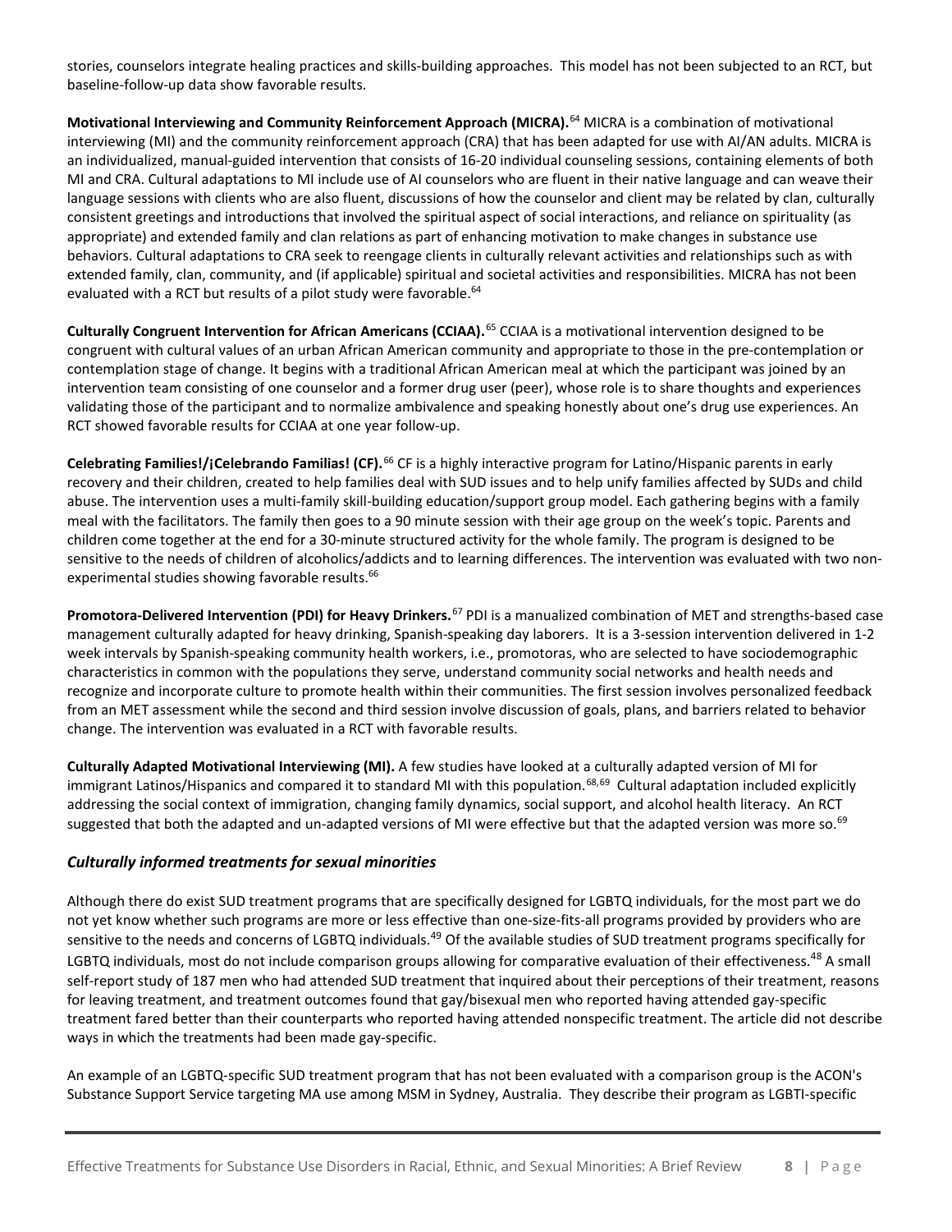stories, counselors integrate healing practices and skills-building approaches. This model has not been subjected to an RCT, but baseline-follow-up data show favorable results.

**Motivational Interviewing and Community Reinforcement Approach (MICRA).**[64] MICRA is a combination of motivational interviewing (MI) and the community reinforcement approach (CRA) that has been adapted for use with AI/AN adults. MICRA is an individualized, manual-guided intervention that consists of 16-20 individual counseling sessions, containing elements of both MI and CRA. Cultural adaptations to MI include use of AI counselors who are fluent in their native language and can weave their language sessions with clients who are also fluent, discussions of how the counselor and client may be related by clan, culturally consistent greetings and introductions that involved the spiritual aspect of social interactions, and reliance on spirituality (as appropriate) and extended family and clan relations as part of enhancing motivation to make changes in substance use behaviors. Cultural adaptations to CRA seek to reengage clients in culturally relevant activities and relationships such as with extended family, clan, community, and (if applicable) spiritual and societal activities and responsibilities. MICRA has not been evaluated with a RCT but results of a pilot study were favorable.[64]

**Culturally Congruent Intervention for African Americans (CCIAA).**[65] CCIAA is a motivational intervention designed to be congruent with cultural values of an urban African American community and appropriate to those in the pre-contemplation or contemplation stage of change. It begins with a traditional African American meal at which the participant was joined by an intervention team consisting of one counselor and a former drug user (peer), whose role is to share thoughts and experiences validating those of the participant and to normalize ambivalence and speaking honestly about one's drug use experiences. An RCT showed favorable results for CCIAA at one year follow-up.

**Celebrating Families!/¡Celebrando Familias! (CF).**[66] CF is a highly interactive program for Latino/Hispanic parents in early recovery and their children, created to help families deal with SUD issues and to help unify families affected by SUDs and child abuse. The intervention uses a multi-family skill-building education/support group model. Each gathering begins with a family meal with the facilitators. The family then goes to a 90 minute session with their age group on the week's topic. Parents and children come together at the end for a 30-minute structured activity for the whole family. The program is designed to be sensitive to the needs of children of alcoholics/addicts and to learning differences. The intervention was evaluated with two non-experimental studies showing favorable results.[66]

**Promotora-Delivered Intervention (PDI) for Heavy Drinkers.**[67] PDI is a manualized combination of MET and strengths-based case management culturally adapted for heavy drinking, Spanish-speaking day laborers. It is a 3-session intervention delivered in 1-2 week intervals by Spanish-speaking community health workers, i.e., promotoras, who are selected to have sociodemographic characteristics in common with the populations they serve, understand community social networks and health needs and recognize and incorporate culture to promote health within their communities. The first session involves personalized feedback from an MET assessment while the second and third session involve discussion of goals, plans, and barriers related to behavior change. The intervention was evaluated in a RCT with favorable results.

**Culturally Adapted Motivational Interviewing (MI).** A few studies have looked at a culturally adapted version of MI for immigrant Latinos/Hispanics and compared it to standard MI with this population.[68,69] Cultural adaptation included explicitly addressing the social context of immigration, changing family dynamics, social support, and alcohol health literacy. An RCT suggested that both the adapted and un-adapted versions of MI were effective but that the adapted version was more so.[69]

### *Culturally informed treatments for sexual minorities*

Although there do exist SUD treatment programs that are specifically designed for LGBTQ individuals, for the most part we do not yet know whether such programs are more or less effective than one-size-fits-all programs provided by providers who are sensitive to the needs and concerns of LGBTQ individuals.[49] Of the available studies of SUD treatment programs specifically for LGBTQ individuals, most do not include comparison groups allowing for comparative evaluation of their effectiveness.[48] A small self-report study of 187 men who had attended SUD treatment that inquired about their perceptions of their treatment, reasons for leaving treatment, and treatment outcomes found that gay/bisexual men who reported having attended gay-specific treatment fared better than their counterparts who reported having attended nonspecific treatment. The article did not describe ways in which the treatments had been made gay-specific.

An example of an LGBTQ-specific SUD treatment program that has not been evaluated with a comparison group is the ACON's Substance Support Service targeting MA use among MSM in Sydney, Australia. They describe their program as LGBTI-specific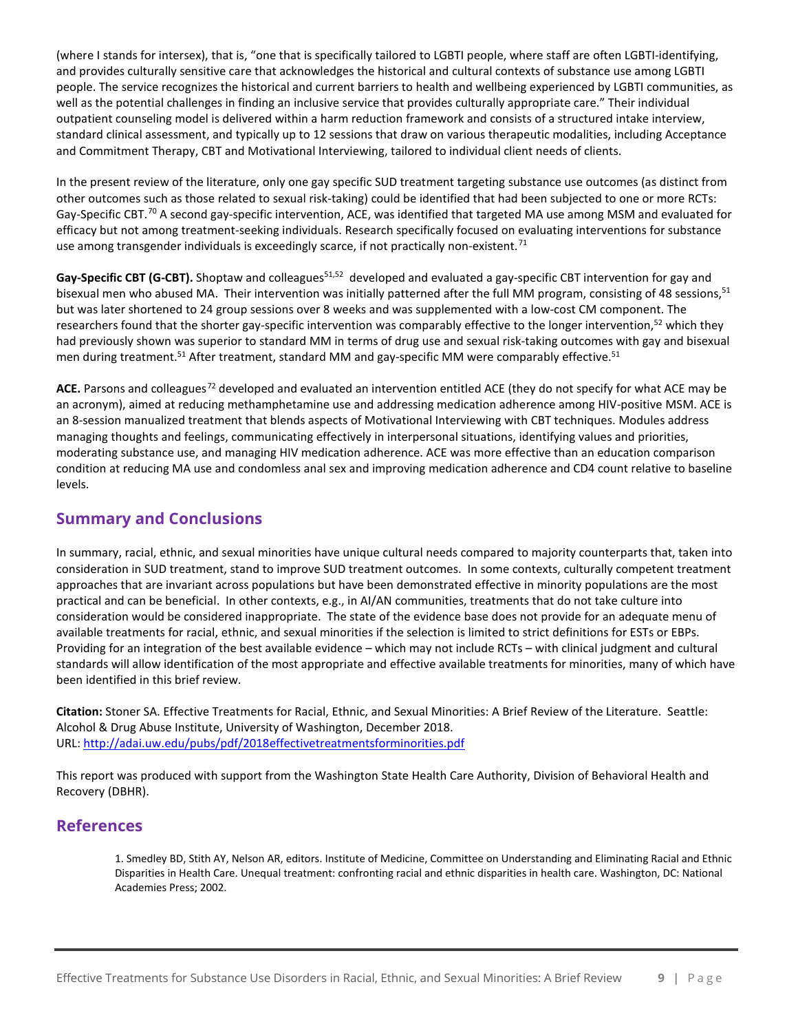(where I stands for intersex), that is, "one that is specifically tailored to LGBTI people, where staff are often LGBTI-identifying, and provides culturally sensitive care that acknowledges the historical and cultural contexts of substance use among LGBTI people. The service recognizes the historical and current barriers to health and wellbeing experienced by LGBTI communities, as well as the potential challenges in finding an inclusive service that provides culturally appropriate care." Their individual outpatient counseling model is delivered within a harm reduction framework and consists of a structured intake interview, standard clinical assessment, and typically up to 12 sessions that draw on various therapeutic modalities, including Acceptance and Commitment Therapy, CBT and Motivational Interviewing, tailored to individual client needs of clients.

In the present review of the literature, only one gay specific SUD treatment targeting substance use outcomes (as distinct from other outcomes such as those related to sexual risk-taking) could be identified that had been subjected to one or more RCTs: Gay-Specific CBT.[70] A second gay-specific intervention, ACE, was identified that targeted MA use among MSM and evaluated for efficacy but not among treatment-seeking individuals. Research specifically focused on evaluating interventions for substance use among transgender individuals is exceedingly scarce, if not practically non-existent.[71]

**Gay-Specific CBT (G-CBT).** Shoptaw and colleagues[51,52] developed and evaluated a gay-specific CBT intervention for gay and bisexual men who abused MA. Their intervention was initially patterned after the full MM program, consisting of 48 sessions,[51] but was later shortened to 24 group sessions over 8 weeks and was supplemented with a low-cost CM component. The researchers found that the shorter gay-specific intervention was comparably effective to the longer intervention,[52] which they had previously shown was superior to standard MM in terms of drug use and sexual risk-taking outcomes with gay and bisexual men during treatment.[51] After treatment, standard MM and gay-specific MM were comparably effective.[51]

**ACE.** Parsons and colleagues[72] developed and evaluated an intervention entitled ACE (they do not specify for what ACE may be an acronym), aimed at reducing methamphetamine use and addressing medication adherence among HIV-positive MSM. ACE is an 8-session manualized treatment that blends aspects of Motivational Interviewing with CBT techniques. Modules address managing thoughts and feelings, communicating effectively in interpersonal situations, identifying values and priorities, moderating substance use, and managing HIV medication adherence. ACE was more effective than an education comparison condition at reducing MA use and condomless anal sex and improving medication adherence and CD4 count relative to baseline levels.

## Summary and Conclusions

In summary, racial, ethnic, and sexual minorities have unique cultural needs compared to majority counterparts that, taken into consideration in SUD treatment, stand to improve SUD treatment outcomes. In some contexts, culturally competent treatment approaches that are invariant across populations but have been demonstrated effective in minority populations are the most practical and can be beneficial. In other contexts, e.g., in AI/AN communities, treatments that do not take culture into consideration would be considered inappropriate. The state of the evidence base does not provide for an adequate menu of available treatments for racial, ethnic, and sexual minorities if the selection is limited to strict definitions for ESTs or EBPs. Providing for an integration of the best available evidence – which may not include RCTs – with clinical judgment and cultural standards will allow identification of the most appropriate and effective available treatments for minorities, many of which have been identified in this brief review.

**Citation:** Stoner SA. Effective Treatments for Racial, Ethnic, and Sexual Minorities: A Brief Review of the Literature. Seattle: Alcohol & Drug Abuse Institute, University of Washington, December 2018.
URL: http://adai.uw.edu/pubs/pdf/2018effectivetreatmentsforminorities.pdf

This report was produced with support from the Washington State Health Care Authority, Division of Behavioral Health and Recovery (DBHR).

## References

1. Smedley BD, Stith AY, Nelson AR, editors. Institute of Medicine, Committee on Understanding and Eliminating Racial and Ethnic Disparities in Health Care. Unequal treatment: confronting racial and ethnic disparities in health care. Washington, DC: National Academies Press; 2002.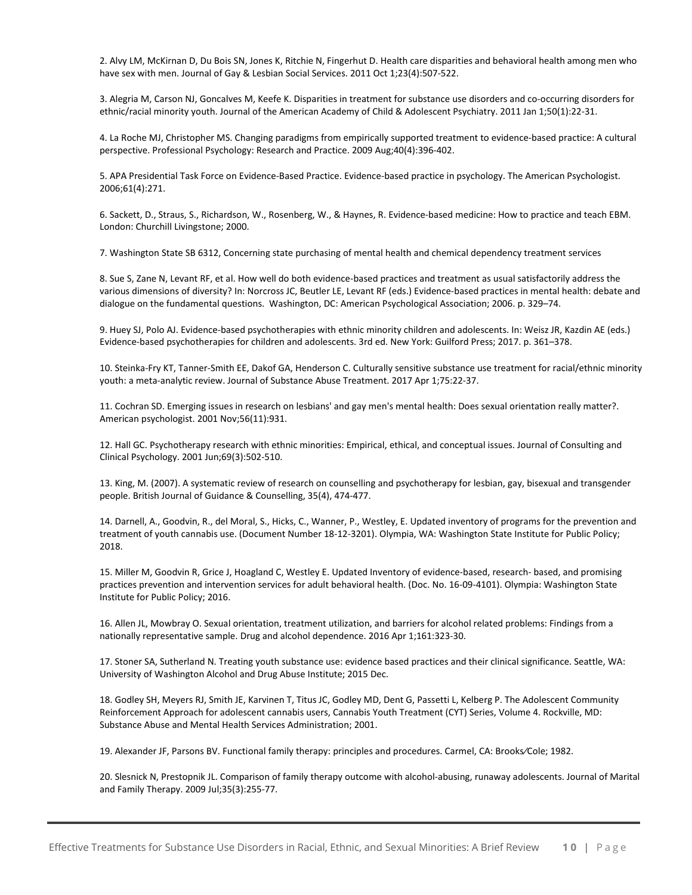2. Alvy LM, McKirnan D, Du Bois SN, Jones K, Ritchie N, Fingerhut D. Health care disparities and behavioral health among men who have sex with men. Journal of Gay & Lesbian Social Services. 2011 Oct 1;23(4):507-522.

3. Alegria M, Carson NJ, Goncalves M, Keefe K. Disparities in treatment for substance use disorders and co-occurring disorders for ethnic/racial minority youth. Journal of the American Academy of Child & Adolescent Psychiatry. 2011 Jan 1;50(1):22-31.

4. La Roche MJ, Christopher MS. Changing paradigms from empirically supported treatment to evidence-based practice: A cultural perspective. Professional Psychology: Research and Practice. 2009 Aug;40(4):396-402.

5. APA Presidential Task Force on Evidence-Based Practice. Evidence-based practice in psychology. The American Psychologist. 2006;61(4):271.

6. Sackett, D., Straus, S., Richardson, W., Rosenberg, W., & Haynes, R. Evidence-based medicine: How to practice and teach EBM. London: Churchill Livingstone; 2000.

7. Washington State SB 6312, Concerning state purchasing of mental health and chemical dependency treatment services

8. Sue S, Zane N, Levant RF, et al. How well do both evidence-based practices and treatment as usual satisfactorily address the various dimensions of diversity? In: Norcross JC, Beutler LE, Levant RF (eds.) Evidence-based practices in mental health: debate and dialogue on the fundamental questions. Washington, DC: American Psychological Association; 2006. p. 329–74.

9. Huey SJ, Polo AJ. Evidence-based psychotherapies with ethnic minority children and adolescents. In: Weisz JR, Kazdin AE (eds.) Evidence-based psychotherapies for children and adolescents. 3rd ed. New York: Guilford Press; 2017. p. 361–378.

10. Steinka-Fry KT, Tanner-Smith EE, Dakof GA, Henderson C. Culturally sensitive substance use treatment for racial/ethnic minority youth: a meta-analytic review. Journal of Substance Abuse Treatment. 2017 Apr 1;75:22-37.

11. Cochran SD. Emerging issues in research on lesbians' and gay men's mental health: Does sexual orientation really matter?. American psychologist. 2001 Nov;56(11):931.

12. Hall GC. Psychotherapy research with ethnic minorities: Empirical, ethical, and conceptual issues. Journal of Consulting and Clinical Psychology. 2001 Jun;69(3):502-510.

13. King, M. (2007). A systematic review of research on counselling and psychotherapy for lesbian, gay, bisexual and transgender people. British Journal of Guidance & Counselling, 35(4), 474-477.

14. Darnell, A., Goodvin, R., del Moral, S., Hicks, C., Wanner, P., Westley, E. Updated inventory of programs for the prevention and treatment of youth cannabis use. (Document Number 18-12-3201). Olympia, WA: Washington State Institute for Public Policy; 2018.

15. Miller M, Goodvin R, Grice J, Hoagland C, Westley E. Updated Inventory of evidence-based, research- based, and promising practices prevention and intervention services for adult behavioral health. (Doc. No. 16-09-4101). Olympia: Washington State Institute for Public Policy; 2016.

16. Allen JL, Mowbray O. Sexual orientation, treatment utilization, and barriers for alcohol related problems: Findings from a nationally representative sample. Drug and alcohol dependence. 2016 Apr 1;161:323-30.

17. Stoner SA, Sutherland N. Treating youth substance use: evidence based practices and their clinical significance. Seattle, WA: University of Washington Alcohol and Drug Abuse Institute; 2015 Dec.

18. Godley SH, Meyers RJ, Smith JE, Karvinen T, Titus JC, Godley MD, Dent G, Passetti L, Kelberg P. The Adolescent Community Reinforcement Approach for adolescent cannabis users, Cannabis Youth Treatment (CYT) Series, Volume 4. Rockville, MD: Substance Abuse and Mental Health Services Administration; 2001.

19. Alexander JF, Parsons BV. Functional family therapy: principles and procedures. Carmel, CA: Brooks⁄Cole; 1982.

20. Slesnick N, Prestopnik JL. Comparison of family therapy outcome with alcohol-abusing, runaway adolescents. Journal of Marital and Family Therapy. 2009 Jul;35(3):255-77.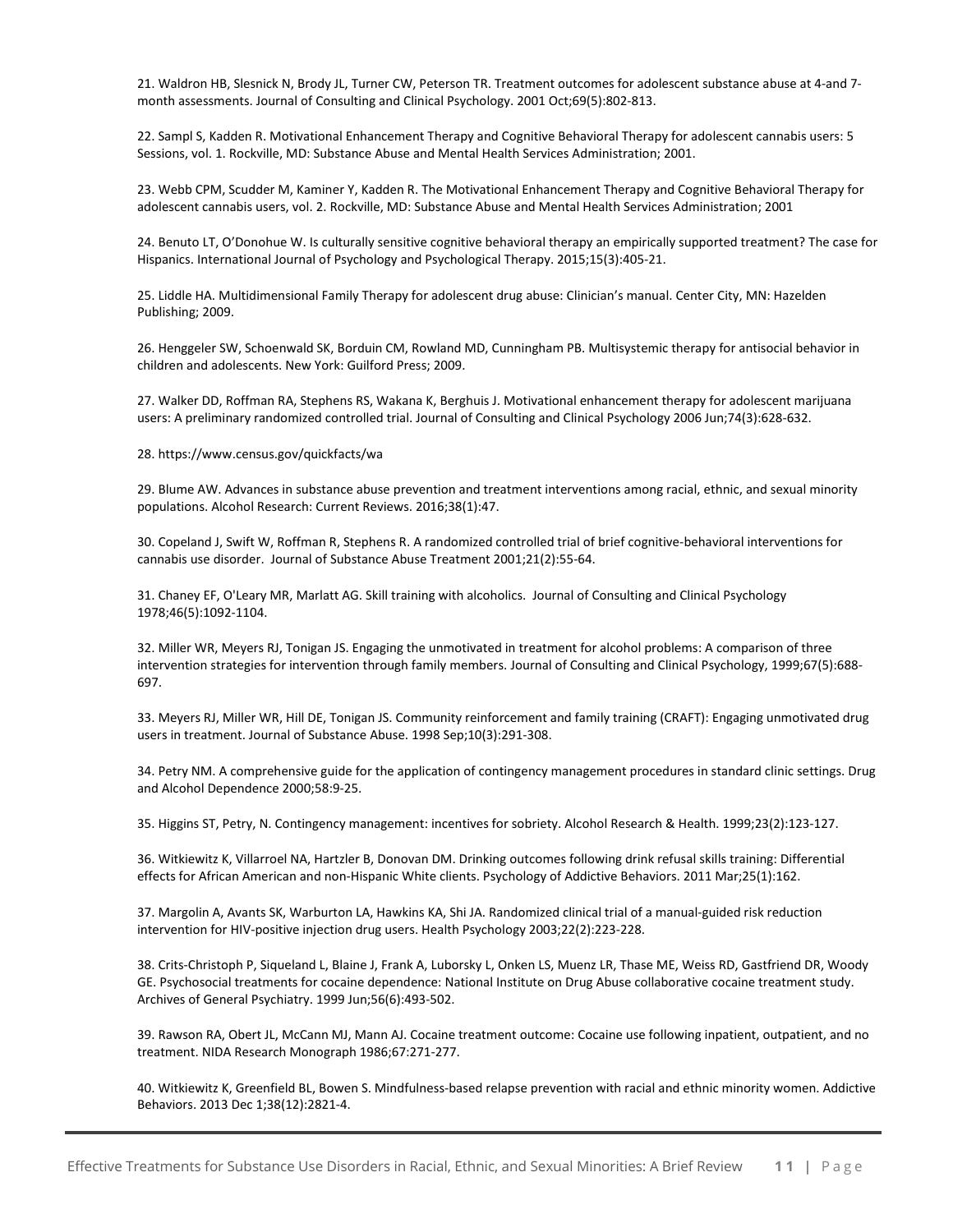21. Waldron HB, Slesnick N, Brody JL, Turner CW, Peterson TR. Treatment outcomes for adolescent substance abuse at 4-and 7-month assessments. Journal of Consulting and Clinical Psychology. 2001 Oct;69(5):802-813.

22. Sampl S, Kadden R. Motivational Enhancement Therapy and Cognitive Behavioral Therapy for adolescent cannabis users: 5 Sessions, vol. 1. Rockville, MD: Substance Abuse and Mental Health Services Administration; 2001.

23. Webb CPM, Scudder M, Kaminer Y, Kadden R. The Motivational Enhancement Therapy and Cognitive Behavioral Therapy for adolescent cannabis users, vol. 2. Rockville, MD: Substance Abuse and Mental Health Services Administration; 2001

24. Benuto LT, O'Donohue W. Is culturally sensitive cognitive behavioral therapy an empirically supported treatment? The case for Hispanics. International Journal of Psychology and Psychological Therapy. 2015;15(3):405-21.

25. Liddle HA. Multidimensional Family Therapy for adolescent drug abuse: Clinician's manual. Center City, MN: Hazelden Publishing; 2009.

26. Henggeler SW, Schoenwald SK, Borduin CM, Rowland MD, Cunningham PB. Multisystemic therapy for antisocial behavior in children and adolescents. New York: Guilford Press; 2009.

27. Walker DD, Roffman RA, Stephens RS, Wakana K, Berghuis J. Motivational enhancement therapy for adolescent marijuana users: A preliminary randomized controlled trial. Journal of Consulting and Clinical Psychology 2006 Jun;74(3):628-632.

28. https://www.census.gov/quickfacts/wa

29. Blume AW. Advances in substance abuse prevention and treatment interventions among racial, ethnic, and sexual minority populations. Alcohol Research: Current Reviews. 2016;38(1):47.

30. Copeland J, Swift W, Roffman R, Stephens R. A randomized controlled trial of brief cognitive-behavioral interventions for cannabis use disorder. Journal of Substance Abuse Treatment 2001;21(2):55-64.

31. Chaney EF, O'Leary MR, Marlatt AG. Skill training with alcoholics. Journal of Consulting and Clinical Psychology 1978;46(5):1092-1104.

32. Miller WR, Meyers RJ, Tonigan JS. Engaging the unmotivated in treatment for alcohol problems: A comparison of three intervention strategies for intervention through family members. Journal of Consulting and Clinical Psychology, 1999;67(5):688-697.

33. Meyers RJ, Miller WR, Hill DE, Tonigan JS. Community reinforcement and family training (CRAFT): Engaging unmotivated drug users in treatment. Journal of Substance Abuse. 1998 Sep;10(3):291-308.

34. Petry NM. A comprehensive guide for the application of contingency management procedures in standard clinic settings. Drug and Alcohol Dependence 2000;58:9-25.

35. Higgins ST, Petry, N. Contingency management: incentives for sobriety. Alcohol Research & Health. 1999;23(2):123-127.

36. Witkiewitz K, Villarroel NA, Hartzler B, Donovan DM. Drinking outcomes following drink refusal skills training: Differential effects for African American and non-Hispanic White clients. Psychology of Addictive Behaviors. 2011 Mar;25(1):162.

37. Margolin A, Avants SK, Warburton LA, Hawkins KA, Shi JA. Randomized clinical trial of a manual-guided risk reduction intervention for HIV-positive injection drug users. Health Psychology 2003;22(2):223-228.

38. Crits-Christoph P, Siqueland L, Blaine J, Frank A, Luborsky L, Onken LS, Muenz LR, Thase ME, Weiss RD, Gastfriend DR, Woody GE. Psychosocial treatments for cocaine dependence: National Institute on Drug Abuse collaborative cocaine treatment study. Archives of General Psychiatry. 1999 Jun;56(6):493-502.

39. Rawson RA, Obert JL, McCann MJ, Mann AJ. Cocaine treatment outcome: Cocaine use following inpatient, outpatient, and no treatment. NIDA Research Monograph 1986;67:271-277.

40. Witkiewitz K, Greenfield BL, Bowen S. Mindfulness-based relapse prevention with racial and ethnic minority women. Addictive Behaviors. 2013 Dec 1;38(12):2821-4.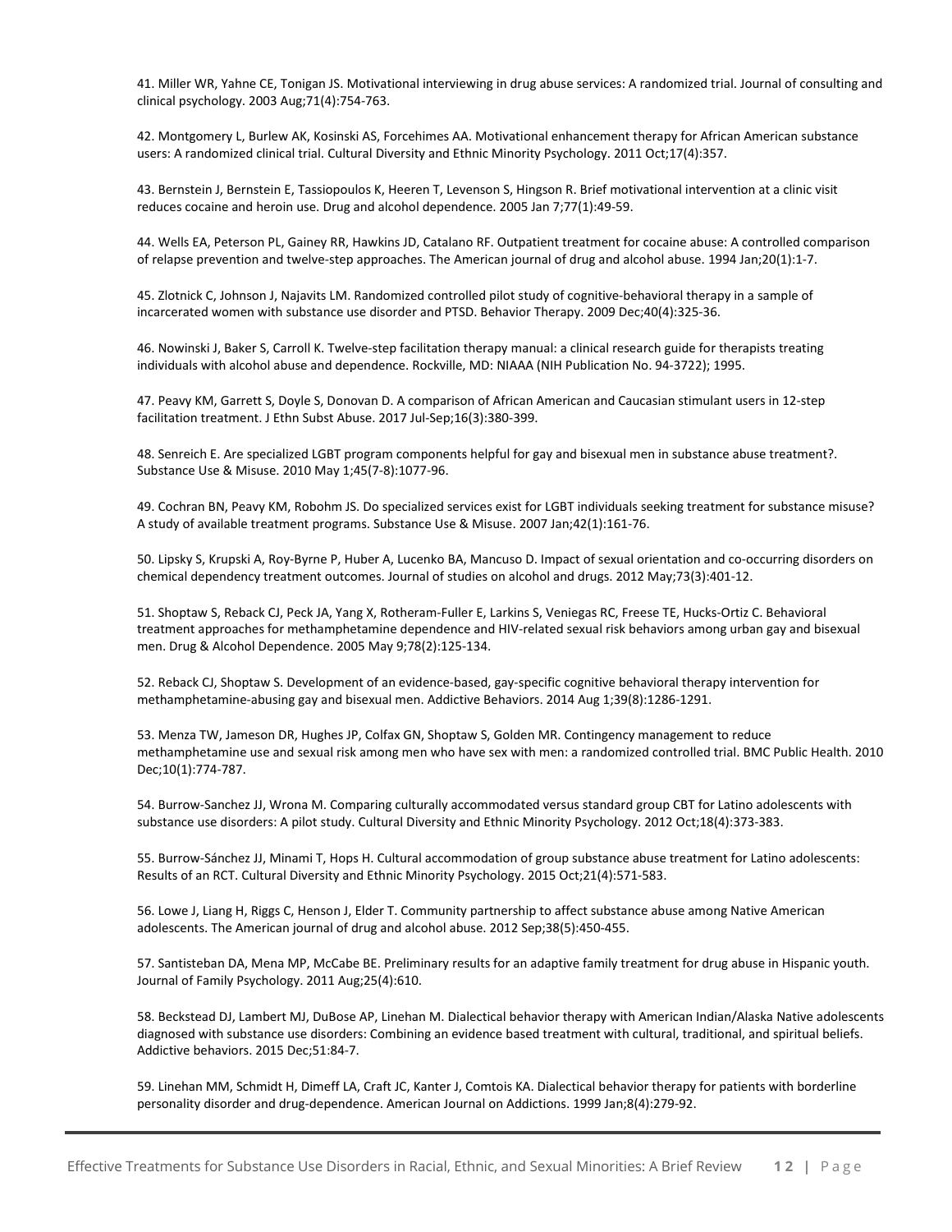41. Miller WR, Yahne CE, Tonigan JS. Motivational interviewing in drug abuse services: A randomized trial. Journal of consulting and clinical psychology. 2003 Aug;71(4):754-763.

42. Montgomery L, Burlew AK, Kosinski AS, Forcehimes AA. Motivational enhancement therapy for African American substance users: A randomized clinical trial. Cultural Diversity and Ethnic Minority Psychology. 2011 Oct;17(4):357.

43. Bernstein J, Bernstein E, Tassiopoulos K, Heeren T, Levenson S, Hingson R. Brief motivational intervention at a clinic visit reduces cocaine and heroin use. Drug and alcohol dependence. 2005 Jan 7;77(1):49-59.

44. Wells EA, Peterson PL, Gainey RR, Hawkins JD, Catalano RF. Outpatient treatment for cocaine abuse: A controlled comparison of relapse prevention and twelve-step approaches. The American journal of drug and alcohol abuse. 1994 Jan;20(1):1-7.

45. Zlotnick C, Johnson J, Najavits LM. Randomized controlled pilot study of cognitive-behavioral therapy in a sample of incarcerated women with substance use disorder and PTSD. Behavior Therapy. 2009 Dec;40(4):325-36.

46. Nowinski J, Baker S, Carroll K. Twelve-step facilitation therapy manual: a clinical research guide for therapists treating individuals with alcohol abuse and dependence. Rockville, MD: NIAAA (NIH Publication No. 94-3722); 1995.

47. Peavy KM, Garrett S, Doyle S, Donovan D. A comparison of African American and Caucasian stimulant users in 12-step facilitation treatment. J Ethn Subst Abuse. 2017 Jul-Sep;16(3):380-399.

48. Senreich E. Are specialized LGBT program components helpful for gay and bisexual men in substance abuse treatment?. Substance Use & Misuse. 2010 May 1;45(7-8):1077-96.

49. Cochran BN, Peavy KM, Robohm JS. Do specialized services exist for LGBT individuals seeking treatment for substance misuse? A study of available treatment programs. Substance Use & Misuse. 2007 Jan;42(1):161-76.

50. Lipsky S, Krupski A, Roy-Byrne P, Huber A, Lucenko BA, Mancuso D. Impact of sexual orientation and co-occurring disorders on chemical dependency treatment outcomes. Journal of studies on alcohol and drugs. 2012 May;73(3):401-12.

51. Shoptaw S, Reback CJ, Peck JA, Yang X, Rotheram-Fuller E, Larkins S, Veniegas RC, Freese TE, Hucks-Ortiz C. Behavioral treatment approaches for methamphetamine dependence and HIV-related sexual risk behaviors among urban gay and bisexual men. Drug & Alcohol Dependence. 2005 May 9;78(2):125-134.

52. Reback CJ, Shoptaw S. Development of an evidence-based, gay-specific cognitive behavioral therapy intervention for methamphetamine-abusing gay and bisexual men. Addictive Behaviors. 2014 Aug 1;39(8):1286-1291.

53. Menza TW, Jameson DR, Hughes JP, Colfax GN, Shoptaw S, Golden MR. Contingency management to reduce methamphetamine use and sexual risk among men who have sex with men: a randomized controlled trial. BMC Public Health. 2010 Dec;10(1):774-787.

54. Burrow-Sanchez JJ, Wrona M. Comparing culturally accommodated versus standard group CBT for Latino adolescents with substance use disorders: A pilot study. Cultural Diversity and Ethnic Minority Psychology. 2012 Oct;18(4):373-383.

55. Burrow-Sánchez JJ, Minami T, Hops H. Cultural accommodation of group substance abuse treatment for Latino adolescents: Results of an RCT. Cultural Diversity and Ethnic Minority Psychology. 2015 Oct;21(4):571-583.

56. Lowe J, Liang H, Riggs C, Henson J, Elder T. Community partnership to affect substance abuse among Native American adolescents. The American journal of drug and alcohol abuse. 2012 Sep;38(5):450-455.

57. Santisteban DA, Mena MP, McCabe BE. Preliminary results for an adaptive family treatment for drug abuse in Hispanic youth. Journal of Family Psychology. 2011 Aug;25(4):610.

58. Beckstead DJ, Lambert MJ, DuBose AP, Linehan M. Dialectical behavior therapy with American Indian/Alaska Native adolescents diagnosed with substance use disorders: Combining an evidence based treatment with cultural, traditional, and spiritual beliefs. Addictive behaviors. 2015 Dec;51:84-7.

59. Linehan MM, Schmidt H, Dimeff LA, Craft JC, Kanter J, Comtois KA. Dialectical behavior therapy for patients with borderline personality disorder and drug-dependence. American Journal on Addictions. 1999 Jan;8(4):279-92.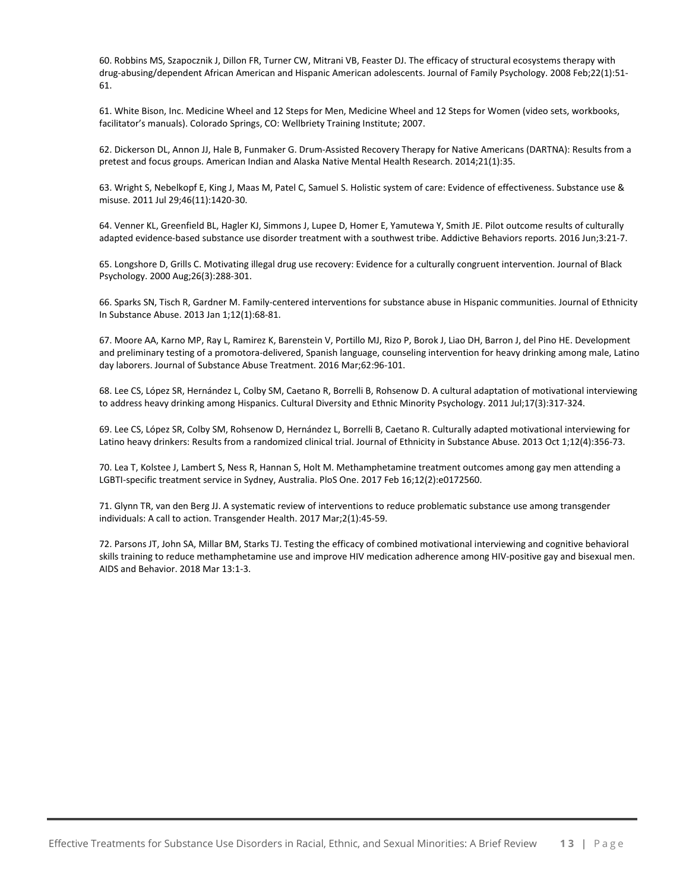60. Robbins MS, Szapocznik J, Dillon FR, Turner CW, Mitrani VB, Feaster DJ. The efficacy of structural ecosystems therapy with drug-abusing/dependent African American and Hispanic American adolescents. Journal of Family Psychology. 2008 Feb;22(1):51-61.

61. White Bison, Inc. Medicine Wheel and 12 Steps for Men, Medicine Wheel and 12 Steps for Women (video sets, workbooks, facilitator's manuals). Colorado Springs, CO: Wellbriety Training Institute; 2007.

62. Dickerson DL, Annon JJ, Hale B, Funmaker G. Drum-Assisted Recovery Therapy for Native Americans (DARTNA): Results from a pretest and focus groups. American Indian and Alaska Native Mental Health Research. 2014;21(1):35.

63. Wright S, Nebelkopf E, King J, Maas M, Patel C, Samuel S. Holistic system of care: Evidence of effectiveness. Substance use & misuse. 2011 Jul 29;46(11):1420-30.

64. Venner KL, Greenfield BL, Hagler KJ, Simmons J, Lupee D, Homer E, Yamutewa Y, Smith JE. Pilot outcome results of culturally adapted evidence-based substance use disorder treatment with a southwest tribe. Addictive Behaviors reports. 2016 Jun;3:21-7.

65. Longshore D, Grills C. Motivating illegal drug use recovery: Evidence for a culturally congruent intervention. Journal of Black Psychology. 2000 Aug;26(3):288-301.

66. Sparks SN, Tisch R, Gardner M. Family-centered interventions for substance abuse in Hispanic communities. Journal of Ethnicity In Substance Abuse. 2013 Jan 1;12(1):68-81.

67. Moore AA, Karno MP, Ray L, Ramirez K, Barenstein V, Portillo MJ, Rizo P, Borok J, Liao DH, Barron J, del Pino HE. Development and preliminary testing of a promotora-delivered, Spanish language, counseling intervention for heavy drinking among male, Latino day laborers. Journal of Substance Abuse Treatment. 2016 Mar;62:96-101.

68. Lee CS, López SR, Hernández L, Colby SM, Caetano R, Borrelli B, Rohsenow D. A cultural adaptation of motivational interviewing to address heavy drinking among Hispanics. Cultural Diversity and Ethnic Minority Psychology. 2011 Jul;17(3):317-324.

69. Lee CS, López SR, Colby SM, Rohsenow D, Hernández L, Borrelli B, Caetano R. Culturally adapted motivational interviewing for Latino heavy drinkers: Results from a randomized clinical trial. Journal of Ethnicity in Substance Abuse. 2013 Oct 1;12(4):356-73.

70. Lea T, Kolstee J, Lambert S, Ness R, Hannan S, Holt M. Methamphetamine treatment outcomes among gay men attending a LGBTI-specific treatment service in Sydney, Australia. PloS One. 2017 Feb 16;12(2):e0172560.

71. Glynn TR, van den Berg JJ. A systematic review of interventions to reduce problematic substance use among transgender individuals: A call to action. Transgender Health. 2017 Mar;2(1):45-59.

72. Parsons JT, John SA, Millar BM, Starks TJ. Testing the efficacy of combined motivational interviewing and cognitive behavioral skills training to reduce methamphetamine use and improve HIV medication adherence among HIV-positive gay and bisexual men. AIDS and Behavior. 2018 Mar 13:1-3.